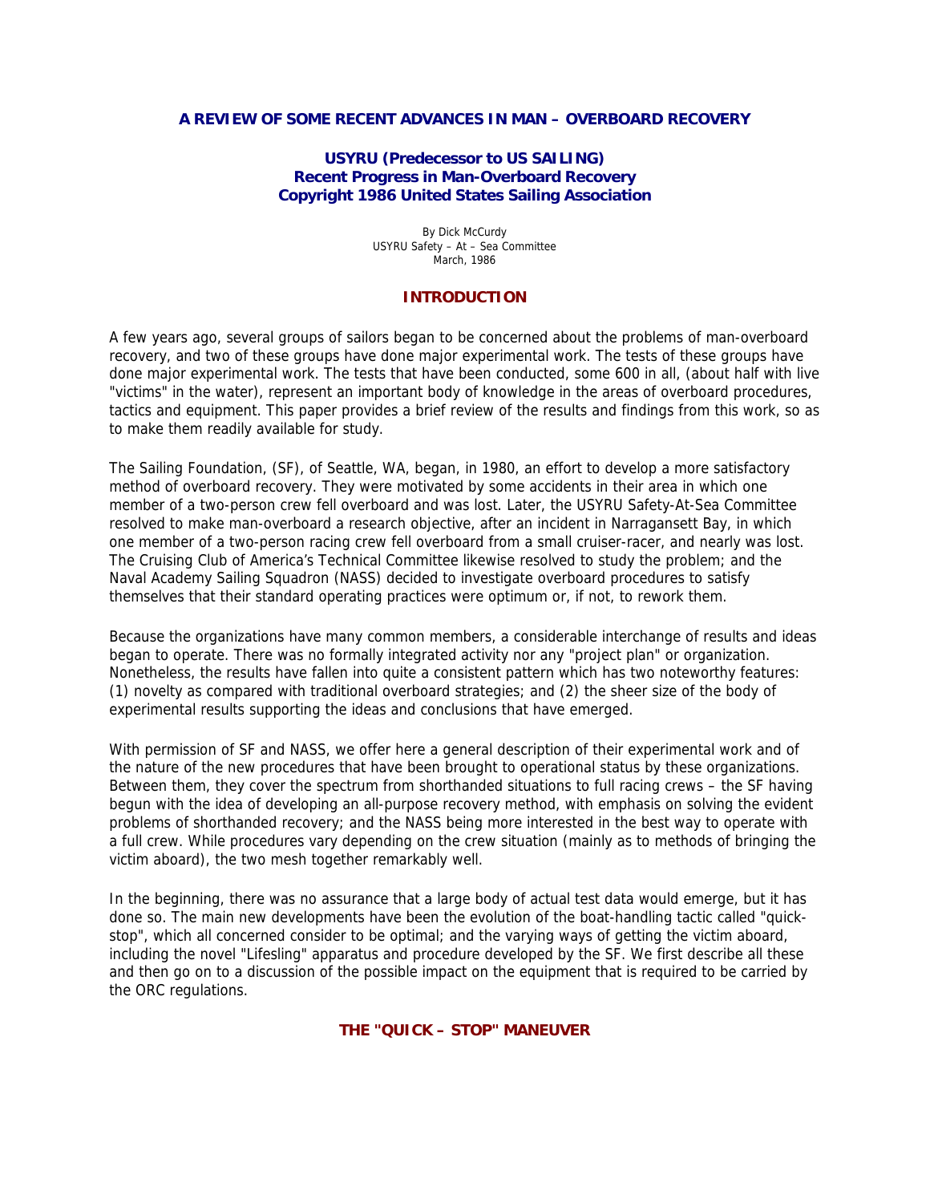## A REVIEW OF SOME RECENT ADVANCES IN MAN – OVERBOARD RECOVERY

### USYRU (Predecessor to US SAILING)
### Recent Progress in Man-Overboard Recovery
### Copyright 1986 United States Sailing Association

By Dick McCurdy
USYRU Safety – At – Sea Committee
March, 1986

## INTRODUCTION

A few years ago, several groups of sailors began to be concerned about the problems of man-overboard recovery, and two of these groups have done major experimental work. The tests of these groups have done major experimental work. The tests that have been conducted, some 600 in all, (about half with live "victims" in the water), represent an important body of knowledge in the areas of overboard procedures, tactics and equipment. This paper provides a brief review of the results and findings from this work, so as to make them readily available for study.

The Sailing Foundation, (SF), of Seattle, WA, began, in 1980, an effort to develop a more satisfactory method of overboard recovery. They were motivated by some accidents in their area in which one member of a two-person crew fell overboard and was lost. Later, the USYRU Safety-At-Sea Committee resolved to make man-overboard a research objective, after an incident in Narragansett Bay, in which one member of a two-person racing crew fell overboard from a small cruiser-racer, and nearly was lost. The Cruising Club of America's Technical Committee likewise resolved to study the problem; and the Naval Academy Sailing Squadron (NASS) decided to investigate overboard procedures to satisfy themselves that their standard operating practices were optimum or, if not, to rework them.

Because the organizations have many common members, a considerable interchange of results and ideas began to operate. There was no formally integrated activity nor any "project plan" or organization. Nonetheless, the results have fallen into quite a consistent pattern which has two noteworthy features: (1) novelty as compared with traditional overboard strategies; and (2) the sheer size of the body of experimental results supporting the ideas and conclusions that have emerged.

With permission of SF and NASS, we offer here a general description of their experimental work and of the nature of the new procedures that have been brought to operational status by these organizations. Between them, they cover the spectrum from shorthanded situations to full racing crews – the SF having begun with the idea of developing an all-purpose recovery method, with emphasis on solving the evident problems of shorthanded recovery; and the NASS being more interested in the best way to operate with a full crew. While procedures vary depending on the crew situation (mainly as to methods of bringing the victim aboard), the two mesh together remarkably well.

In the beginning, there was no assurance that a large body of actual test data would emerge, but it has done so. The main new developments have been the evolution of the boat-handling tactic called "quick-stop", which all concerned consider to be optimal; and the varying ways of getting the victim aboard, including the novel "Lifesling" apparatus and procedure developed by the SF. We first describe all these and then go on to a discussion of the possible impact on the equipment that is required to be carried by the ORC regulations.

## THE "QUICK – STOP" MANEUVER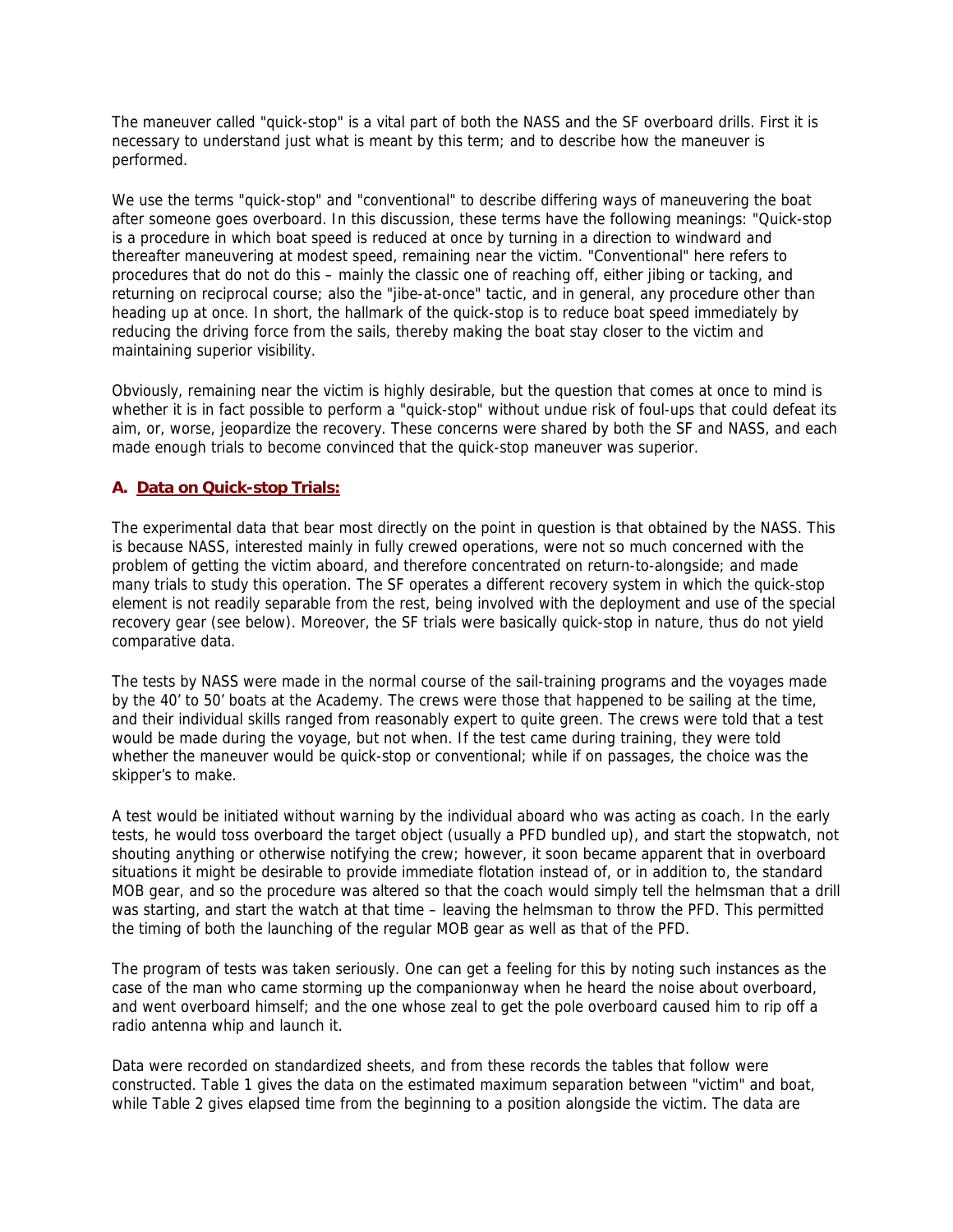The maneuver called "quick-stop" is a vital part of both the NASS and the SF overboard drills. First it is necessary to understand just what is meant by this term; and to describe how the maneuver is performed.

We use the terms "quick-stop" and "conventional" to describe differing ways of maneuvering the boat after someone goes overboard. In this discussion, these terms have the following meanings: "Quick-stop is a procedure in which boat speed is reduced at once by turning in a direction to windward and thereafter maneuvering at modest speed, remaining near the victim. "Conventional" here refers to procedures that do not do this – mainly the classic one of reaching off, either jibing or tacking, and returning on reciprocal course; also the "jibe-at-once" tactic, and in general, any procedure other than heading up at once. In short, the hallmark of the quick-stop is to reduce boat speed immediately by reducing the driving force from the sails, thereby making the boat stay closer to the victim and maintaining superior visibility.

Obviously, remaining near the victim is highly desirable, but the question that comes at once to mind is whether it is in fact possible to perform a "quick-stop" without undue risk of foul-ups that could defeat its aim, or, worse, jeopardize the recovery. These concerns were shared by both the SF and NASS, and each made enough trials to become convinced that the quick-stop maneuver was superior.

### A. Data on Quick-stop Trials:

The experimental data that bear most directly on the point in question is that obtained by the NASS. This is because NASS, interested mainly in fully crewed operations, were not so much concerned with the problem of getting the victim aboard, and therefore concentrated on return-to-alongside; and made many trials to study this operation. The SF operates a different recovery system in which the quick-stop element is not readily separable from the rest, being involved with the deployment and use of the special recovery gear (see below). Moreover, the SF trials were basically quick-stop in nature, thus do not yield comparative data.

The tests by NASS were made in the normal course of the sail-training programs and the voyages made by the 40' to 50' boats at the Academy. The crews were those that happened to be sailing at the time, and their individual skills ranged from reasonably expert to quite green. The crews were told that a test would be made during the voyage, but not when. If the test came during training, they were told whether the maneuver would be quick-stop or conventional; while if on passages, the choice was the skipper's to make.

A test would be initiated without warning by the individual aboard who was acting as coach. In the early tests, he would toss overboard the target object (usually a PFD bundled up), and start the stopwatch, not shouting anything or otherwise notifying the crew; however, it soon became apparent that in overboard situations it might be desirable to provide immediate flotation instead of, or in addition to, the standard MOB gear, and so the procedure was altered so that the coach would simply tell the helmsman that a drill was starting, and start the watch at that time – leaving the helmsman to throw the PFD. This permitted the timing of both the launching of the regular MOB gear as well as that of the PFD.

The program of tests was taken seriously. One can get a feeling for this by noting such instances as the case of the man who came storming up the companionway when he heard the noise about overboard, and went overboard himself; and the one whose zeal to get the pole overboard caused him to rip off a radio antenna whip and launch it.

Data were recorded on standardized sheets, and from these records the tables that follow were constructed. Table 1 gives the data on the estimated maximum separation between "victim" and boat, while Table 2 gives elapsed time from the beginning to a position alongside the victim. The data are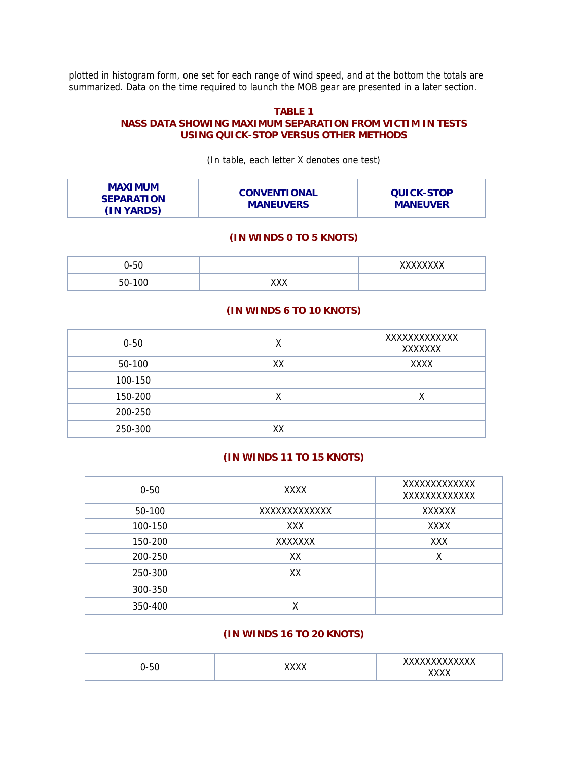plotted in histogram form, one set for each range of wind speed, and at the bottom the totals are summarized. Data on the time required to launch the MOB gear are presented in a later section.

**TABLE 1**
**NASS DATA SHOWING MAXIMUM SEPARATION FROM VICTIM IN TESTS USING QUICK-STOP VERSUS OTHER METHODS**

(In table, each letter X denotes one test)

| MAXIMUM SEPARATION (IN YARDS) | CONVENTIONAL MANEUVERS | QUICK-STOP MANEUVER |
|---|---|---|
| **(IN WINDS 0 TO 5 KNOTS)** | | |
| 0-50 | | XXXXXXXX |
| 50-100 | XXX | |
| **(IN WINDS 6 TO 10 KNOTS)** | | |
| 0-50 | X | XXXXXXXXXXXXX XXXXXXX |
| 50-100 | XX | XXXX |
| 100-150 | | |
| 150-200 | X | X |
| 200-250 | | |
| 250-300 | XX | |
| **(IN WINDS 11 TO 15 KNOTS)** | | |
| 0-50 | XXXX | XXXXXXXXXXXXX XXXXXXXXXXXXX |
| 50-100 | XXXXXXXXXXXXX | XXXXXX |
| 100-150 | XXX | XXXX |
| 150-200 | XXXXXXX | XXX |
| 200-250 | XX | X |
| 250-300 | XX | |
| 300-350 | | |
| 350-400 | X | |
| **(IN WINDS 16 TO 20 KNOTS)** | | |
| 0-50 | XXXX | XXXXXXXXXXXXX XXXX |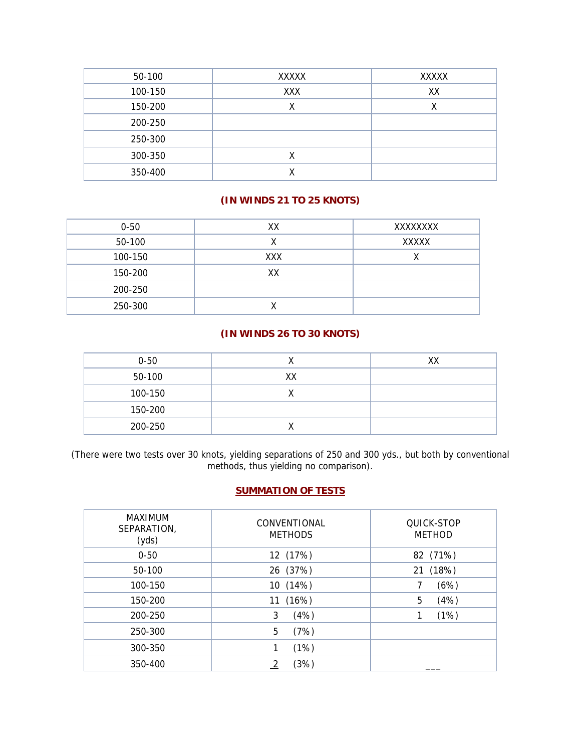| | | |
|---|---|---|
| 50-100 | XXXXX | XXXXX |
| 100-150 | XXX | XX |
| 150-200 | X | X |
| 200-250 | | |
| 250-300 | | |
| 300-350 | X | |
| 350-400 | X | |

**(IN WINDS 21 TO 25 KNOTS)**

| | | |
|---|---|---|
| 0-50 | XX | XXXXXXXX |
| 50-100 | X | XXXXX |
| 100-150 | XXX | X |
| 150-200 | XX | |
| 200-250 | | |
| 250-300 | X | |

**(IN WINDS 26 TO 30 KNOTS)**

| | | |
|---|---|---|
| 0-50 | X | XX |
| 50-100 | XX | |
| 100-150 | X | |
| 150-200 | | |
| 200-250 | X | |

(There were two tests over 30 knots, yielding separations of 250 and 300 yds., but both by conventional methods, thus yielding no comparison).

**SUMMATION OF TESTS**

| MAXIMUM SEPARATION, (yds) | CONVENTIONAL METHODS | QUICK-STOP METHOD |
|---|---|---|
| 0-50 | 12 (17%) | 82 (71%) |
| 50-100 | 26 (37%) | 21 (18%) |
| 100-150 | 10 (14%) | 7 (6%) |
| 150-200 | 11 (16%) | 5 (4%) |
| 200-250 | 3 (4%) | 1 (1%) |
| 250-300 | 5 (7%) | |
| 300-350 | 1 (1%) | |
| 350-400 | 2 (3%) | ___ |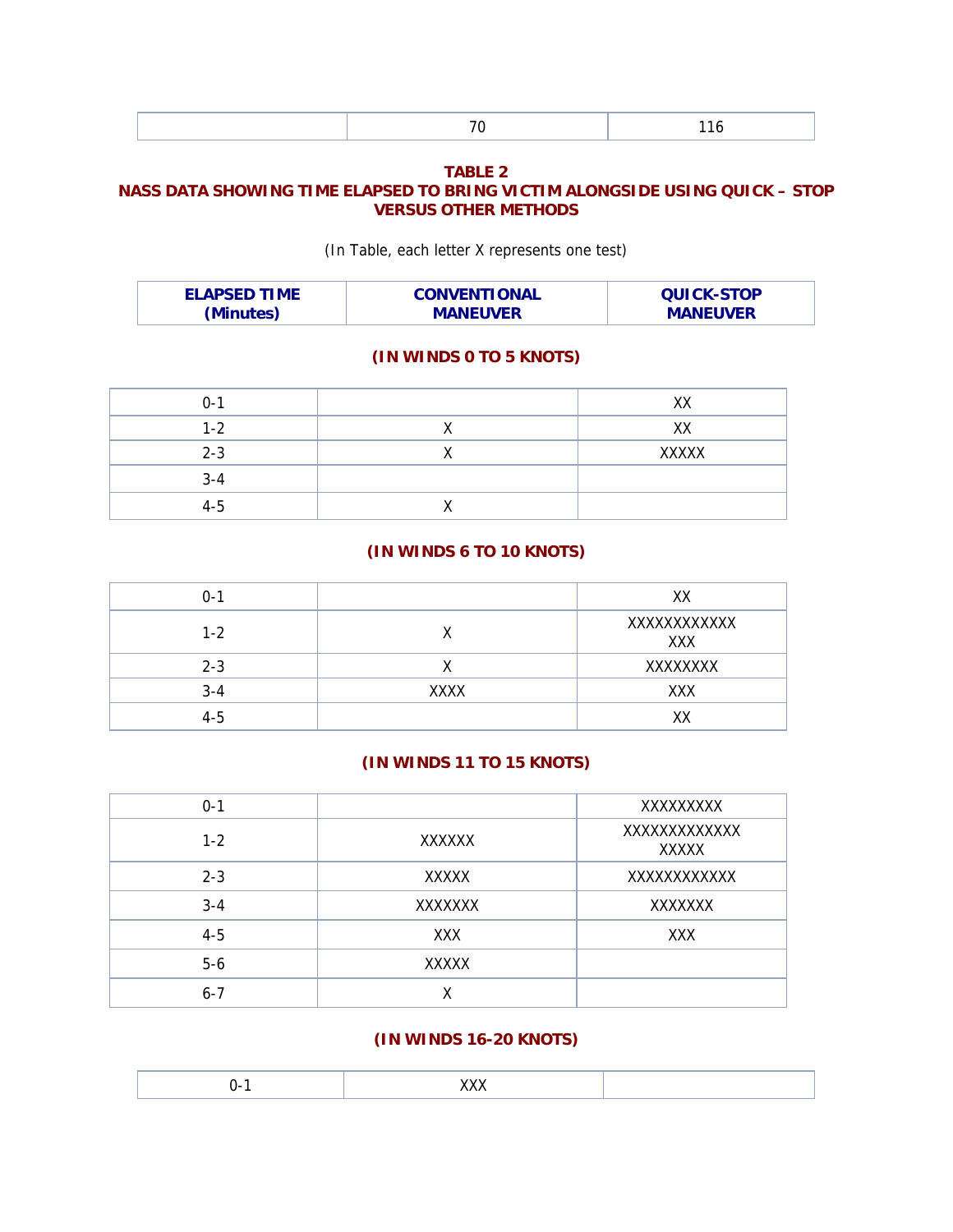| | 70 | 116 |
|---|---|---|

**TABLE 2**
**NASS DATA SHOWING TIME ELAPSED TO BRING VICTIM ALONGSIDE USING QUICK – STOP VERSUS OTHER METHODS**

(In Table, each letter X represents one test)

| ELAPSED TIME (Minutes) | CONVENTIONAL MANEUVER | QUICK-STOP MANEUVER |
|---|---|---|
| **(IN WINDS 0 TO 5 KNOTS)** | | |
| 0-1 | | XX |
| 1-2 | X | XX |
| 2-3 | X | XXXXX |
| 3-4 | | |
| 4-5 | X | |
| **(IN WINDS 6 TO 10 KNOTS)** | | |
| 0-1 | | XX |
| 1-2 | X | XXXXXXXXXXXX XXX |
| 2-3 | X | XXXXXXXX |
| 3-4 | XXXX | XXX |
| 4-5 | | XX |
| **(IN WINDS 11 TO 15 KNOTS)** | | |
| 0-1 | | XXXXXXXXX |
| 1-2 | XXXXXX | XXXXXXXXXXXXX XXXXX |
| 2-3 | XXXXX | XXXXXXXXXXXX |
| 3-4 | XXXXXXX | XXXXXXX |
| 4-5 | XXX | XXX |
| 5-6 | XXXXX | |
| 6-7 | X | |
| **(IN WINDS 16-20 KNOTS)** | | |
| 0-1 | XXX | |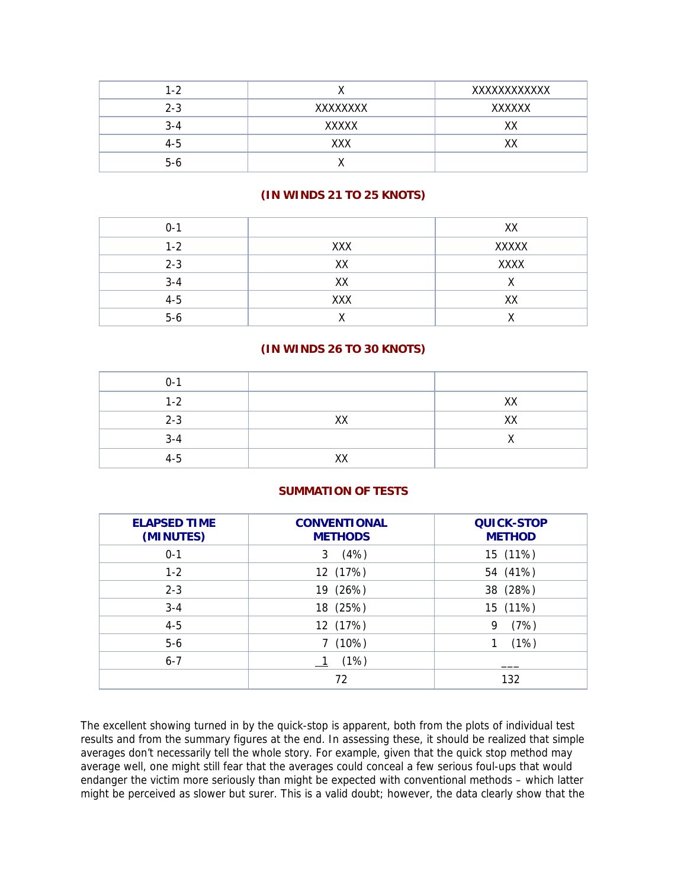| | | |
|---|---|---|
| 1-2 | X | XXXXXXXXXXXX |
| 2-3 | XXXXXXXX | XXXXXX |
| 3-4 | XXXXX | XX |
| 4-5 | XXX | XX |
| 5-6 | X | |

**(IN WINDS 21 TO 25 KNOTS)**

| | | |
|---|---|---|
| 0-1 | | XX |
| 1-2 | XXX | XXXXX |
| 2-3 | XX | XXXX |
| 3-4 | XX | X |
| 4-5 | XXX | XX |
| 5-6 | X | X |

**(IN WINDS 26 TO 30 KNOTS)**

| | | |
|---|---|---|
| 0-1 | | |
| 1-2 | | XX |
| 2-3 | XX | XX |
| 3-4 | | X |
| 4-5 | XX | |

**SUMMATION OF TESTS**

| ELAPSED TIME (MINUTES) | CONVENTIONAL METHODS | QUICK-STOP METHOD |
|---|---|---|
| 0-1 | 3 (4%) | 15 (11%) |
| 1-2 | 12 (17%) | 54 (41%) |
| 2-3 | 19 (26%) | 38 (28%) |
| 3-4 | 18 (25%) | 15 (11%) |
| 4-5 | 12 (17%) | 9 (7%) |
| 5-6 | 7 (10%) | 1 (1%) |
| 6-7 | 1 (1%) | ___ |
| | 72 | 132 |

The excellent showing turned in by the quick-stop is apparent, both from the plots of individual test results and from the summary figures at the end. In assessing these, it should be realized that simple averages don't necessarily tell the whole story. For example, given that the quick stop method may average well, one might still fear that the averages could conceal a few serious foul-ups that would endanger the victim more seriously than might be expected with conventional methods – which latter might be perceived as slower but surer. This is a valid doubt; however, the data clearly show that the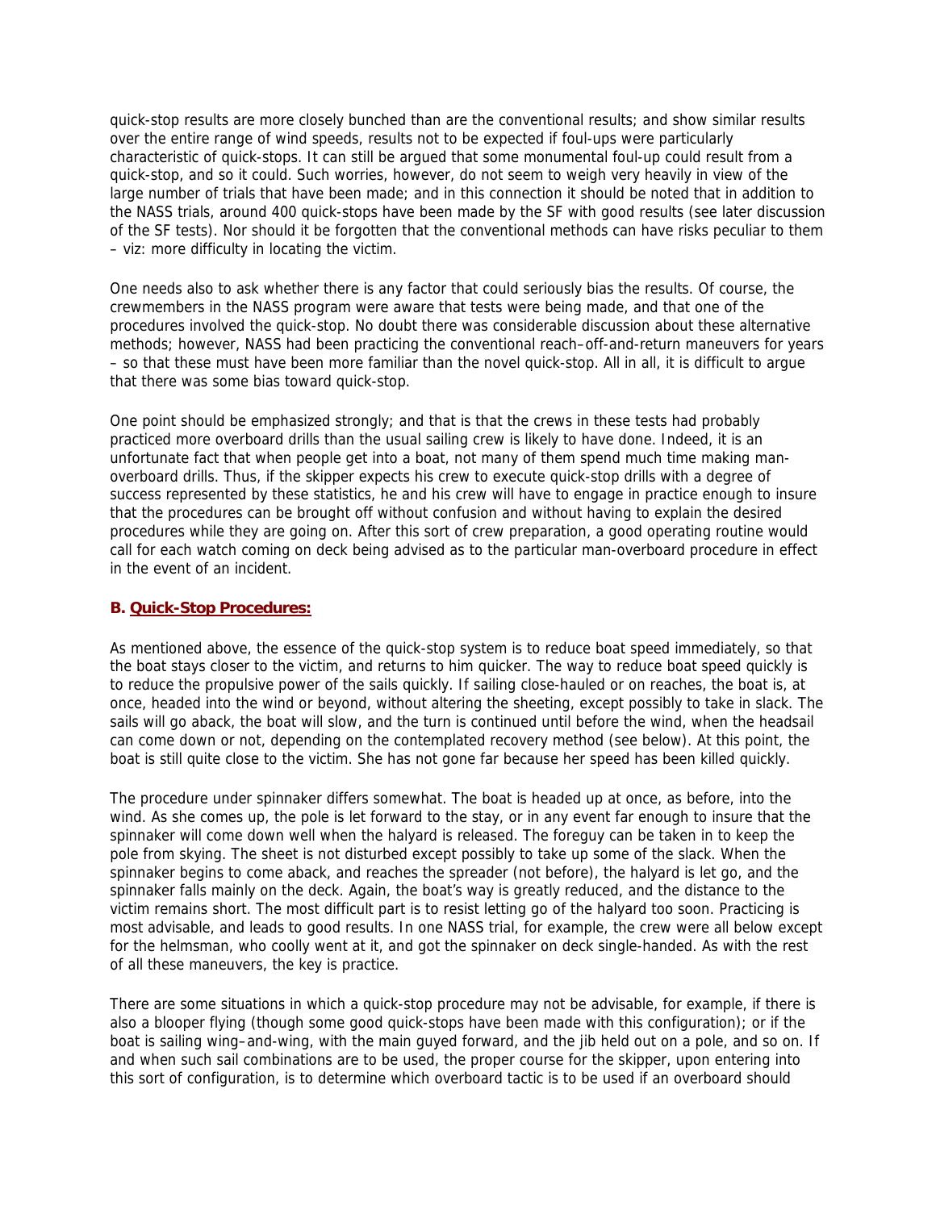quick-stop results are more closely bunched than are the conventional results; and show similar results over the entire range of wind speeds, results not to be expected if foul-ups were particularly characteristic of quick-stops. It can still be argued that some monumental foul-up could result from a quick-stop, and so it could. Such worries, however, do not seem to weigh very heavily in view of the large number of trials that have been made; and in this connection it should be noted that in addition to the NASS trials, around 400 quick-stops have been made by the SF with good results (see later discussion of the SF tests). Nor should it be forgotten that the conventional methods can have risks peculiar to them – viz: more difficulty in locating the victim.

One needs also to ask whether there is any factor that could seriously bias the results. Of course, the crewmembers in the NASS program were aware that tests were being made, and that one of the procedures involved the quick-stop. No doubt there was considerable discussion about these alternative methods; however, NASS had been practicing the conventional reach–off-and-return maneuvers for years – so that these must have been more familiar than the novel quick-stop. All in all, it is difficult to argue that there was some bias toward quick-stop.

One point should be emphasized strongly; and that is that the crews in these tests had probably practiced more overboard drills than the usual sailing crew is likely to have done. Indeed, it is an unfortunate fact that when people get into a boat, not many of them spend much time making man-overboard drills. Thus, if the skipper expects his crew to execute quick-stop drills with a degree of success represented by these statistics, he and his crew will have to engage in practice enough to insure that the procedures can be brought off without confusion and without having to explain the desired procedures while they are going on. After this sort of crew preparation, a good operating routine would call for each watch coming on deck being advised as to the particular man-overboard procedure in effect in the event of an incident.

### B. Quick-Stop Procedures:

As mentioned above, the essence of the quick-stop system is to reduce boat speed immediately, so that the boat stays closer to the victim, and returns to him quicker. The way to reduce boat speed quickly is to reduce the propulsive power of the sails quickly. If sailing close-hauled or on reaches, the boat is, at once, headed into the wind or beyond, without altering the sheeting, except possibly to take in slack. The sails will go aback, the boat will slow, and the turn is continued until before the wind, when the headsail can come down or not, depending on the contemplated recovery method (see below). At this point, the boat is still quite close to the victim. She has not gone far because her speed has been killed quickly.

The procedure under spinnaker differs somewhat. The boat is headed up at once, as before, into the wind. As she comes up, the pole is let forward to the stay, or in any event far enough to insure that the spinnaker will come down well when the halyard is released. The foreguy can be taken in to keep the pole from skying. The sheet is not disturbed except possibly to take up some of the slack. When the spinnaker begins to come aback, and reaches the spreader (not before), the halyard is let go, and the spinnaker falls mainly on the deck. Again, the boat's way is greatly reduced, and the distance to the victim remains short. The most difficult part is to resist letting go of the halyard too soon. Practicing is most advisable, and leads to good results. In one NASS trial, for example, the crew were all below except for the helmsman, who coolly went at it, and got the spinnaker on deck single-handed. As with the rest of all these maneuvers, the key is practice.

There are some situations in which a quick-stop procedure may not be advisable, for example, if there is also a blooper flying (though some good quick-stops have been made with this configuration); or if the boat is sailing wing–and-wing, with the main guyed forward, and the jib held out on a pole, and so on. If and when such sail combinations are to be used, the proper course for the skipper, upon entering into this sort of configuration, is to determine which overboard tactic is to be used if an overboard should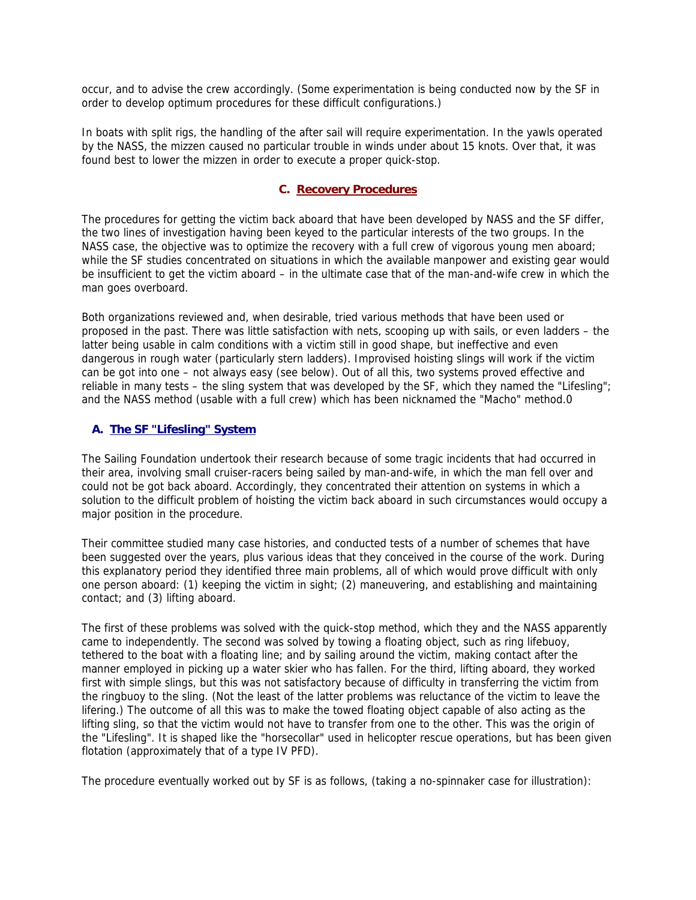occur, and to advise the crew accordingly. (Some experimentation is being conducted now by the SF in order to develop optimum procedures for these difficult configurations.)

In boats with split rigs, the handling of the after sail will require experimentation. In the yawls operated by the NASS, the mizzen caused no particular trouble in winds under about 15 knots. Over that, it was found best to lower the mizzen in order to execute a proper quick-stop.

### C. Recovery Procedures

The procedures for getting the victim back aboard that have been developed by NASS and the SF differ, the two lines of investigation having been keyed to the particular interests of the two groups. In the NASS case, the objective was to optimize the recovery with a full crew of vigorous young men aboard; while the SF studies concentrated on situations in which the available manpower and existing gear would be insufficient to get the victim aboard – in the ultimate case that of the man-and-wife crew in which the man goes overboard.

Both organizations reviewed and, when desirable, tried various methods that have been used or proposed in the past. There was little satisfaction with nets, scooping up with sails, or even ladders – the latter being usable in calm conditions with a victim still in good shape, but ineffective and even dangerous in rough water (particularly stern ladders). Improvised hoisting slings will work if the victim can be got into one – not always easy (see below). Out of all this, two systems proved effective and reliable in many tests – the sling system that was developed by the SF, which they named the "Lifesling"; and the NASS method (usable with a full crew) which has been nicknamed the "Macho" method.0

#### A. The SF "Lifesling" System

The Sailing Foundation undertook their research because of some tragic incidents that had occurred in their area, involving small cruiser-racers being sailed by man-and-wife, in which the man fell over and could not be got back aboard. Accordingly, they concentrated their attention on systems in which a solution to the difficult problem of hoisting the victim back aboard in such circumstances would occupy a major position in the procedure.

Their committee studied many case histories, and conducted tests of a number of schemes that have been suggested over the years, plus various ideas that they conceived in the course of the work. During this explanatory period they identified three main problems, all of which would prove difficult with only one person aboard: (1) keeping the victim in sight; (2) maneuvering, and establishing and maintaining contact; and (3) lifting aboard.

The first of these problems was solved with the quick-stop method, which they and the NASS apparently came to independently. The second was solved by towing a floating object, such as ring lifebuoy, tethered to the boat with a floating line; and by sailing around the victim, making contact after the manner employed in picking up a water skier who has fallen. For the third, lifting aboard, they worked first with simple slings, but this was not satisfactory because of difficulty in transferring the victim from the ringbuoy to the sling. (Not the least of the latter problems was reluctance of the victim to leave the lifering.) The outcome of all this was to make the towed floating object capable of also acting as the lifting sling, so that the victim would not have to transfer from one to the other. This was the origin of the "Lifesling". It is shaped like the "horsecollar" used in helicopter rescue operations, but has been given flotation (approximately that of a type IV PFD).

The procedure eventually worked out by SF is as follows, (taking a no-spinnaker case for illustration):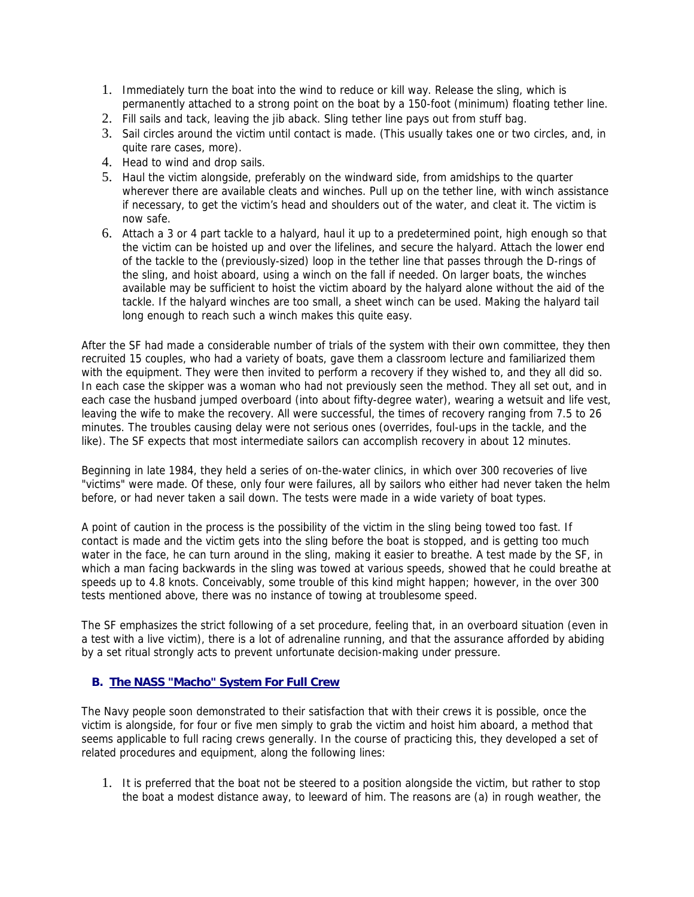1. Immediately turn the boat into the wind to reduce or kill way. Release the sling, which is permanently attached to a strong point on the boat by a 150-foot (minimum) floating tether line.
2. Fill sails and tack, leaving the jib aback. Sling tether line pays out from stuff bag.
3. Sail circles around the victim until contact is made. (This usually takes one or two circles, and, in quite rare cases, more).
4. Head to wind and drop sails.
5. Haul the victim alongside, preferably on the windward side, from amidships to the quarter wherever there are available cleats and winches. Pull up on the tether line, with winch assistance if necessary, to get the victim's head and shoulders out of the water, and cleat it. The victim is now safe.
6. Attach a 3 or 4 part tackle to a halyard, haul it up to a predetermined point, high enough so that the victim can be hoisted up and over the lifelines, and secure the halyard. Attach the lower end of the tackle to the (previously-sized) loop in the tether line that passes through the D-rings of the sling, and hoist aboard, using a winch on the fall if needed. On larger boats, the winches available may be sufficient to hoist the victim aboard by the halyard alone without the aid of the tackle. If the halyard winches are too small, a sheet winch can be used. Making the halyard tail long enough to reach such a winch makes this quite easy.

After the SF had made a considerable number of trials of the system with their own committee, they then recruited 15 couples, who had a variety of boats, gave them a classroom lecture and familiarized them with the equipment. They were then invited to perform a recovery if they wished to, and they all did so. In each case the skipper was a woman who had not previously seen the method. They all set out, and in each case the husband jumped overboard (into about fifty-degree water), wearing a wetsuit and life vest, leaving the wife to make the recovery. All were successful, the times of recovery ranging from 7.5 to 26 minutes. The troubles causing delay were not serious ones (overrides, foul-ups in the tackle, and the like). The SF expects that most intermediate sailors can accomplish recovery in about 12 minutes.

Beginning in late 1984, they held a series of on-the-water clinics, in which over 300 recoveries of live "victims" were made. Of these, only four were failures, all by sailors who either had never taken the helm before, or had never taken a sail down. The tests were made in a wide variety of boat types.

A point of caution in the process is the possibility of the victim in the sling being towed too fast. If contact is made and the victim gets into the sling before the boat is stopped, and is getting too much water in the face, he can turn around in the sling, making it easier to breathe. A test made by the SF, in which a man facing backwards in the sling was towed at various speeds, showed that he could breathe at speeds up to 4.8 knots. Conceivably, some trouble of this kind might happen; however, in the over 300 tests mentioned above, there was no instance of towing at troublesome speed.

The SF emphasizes the strict following of a set procedure, feeling that, in an overboard situation (even in a test with a live victim), there is a lot of adrenaline running, and that the assurance afforded by abiding by a set ritual strongly acts to prevent unfortunate decision-making under pressure.

### B. The NASS "Macho" System For Full Crew

The Navy people soon demonstrated to their satisfaction that with their crews it is possible, once the victim is alongside, for four or five men simply to grab the victim and hoist him aboard, a method that seems applicable to full racing crews generally. In the course of practicing this, they developed a set of related procedures and equipment, along the following lines:

1. It is preferred that the boat not be steered to a position alongside the victim, but rather to stop the boat a modest distance away, to leeward of him. The reasons are (a) in rough weather, the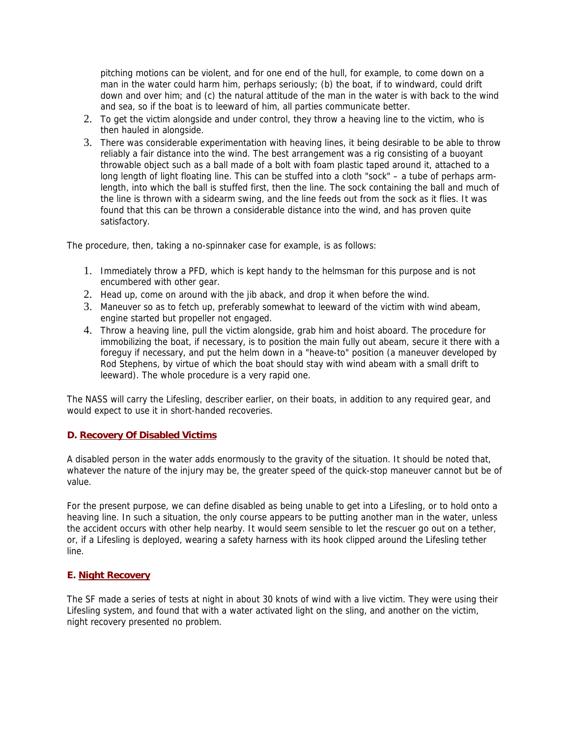pitching motions can be violent, and for one end of the hull, for example, to come down on a man in the water could harm him, perhaps seriously; (b) the boat, if to windward, could drift down and over him; and (c) the natural attitude of the man in the water is with back to the wind and sea, so if the boat is to leeward of him, all parties communicate better.

2. To get the victim alongside and under control, they throw a heaving line to the victim, who is then hauled in alongside.
3. There was considerable experimentation with heaving lines, it being desirable to be able to throw reliably a fair distance into the wind. The best arrangement was a rig consisting of a buoyant throwable object such as a ball made of a bolt with foam plastic taped around it, attached to a long length of light floating line. This can be stuffed into a cloth "sock" – a tube of perhaps arm-length, into which the ball is stuffed first, then the line. The sock containing the ball and much of the line is thrown with a sidearm swing, and the line feeds out from the sock as it flies. It was found that this can be thrown a considerable distance into the wind, and has proven quite satisfactory.

The procedure, then, taking a no-spinnaker case for example, is as follows:

1. Immediately throw a PFD, which is kept handy to the helmsman for this purpose and is not encumbered with other gear.
2. Head up, come on around with the jib aback, and drop it when before the wind.
3. Maneuver so as to fetch up, preferably somewhat to leeward of the victim with wind abeam, engine started but propeller not engaged.
4. Throw a heaving line, pull the victim alongside, grab him and hoist aboard. The procedure for immobilizing the boat, if necessary, is to position the main fully out abeam, secure it there with a foreguy if necessary, and put the helm down in a "heave-to" position (a maneuver developed by Rod Stephens, by virtue of which the boat should stay with wind abeam with a small drift to leeward). The whole procedure is a very rapid one.

The NASS will carry the Lifesling, describer earlier, on their boats, in addition to any required gear, and would expect to use it in short-handed recoveries.

### D. Recovery Of Disabled Victims

A disabled person in the water adds enormously to the gravity of the situation. It should be noted that, whatever the nature of the injury may be, the greater speed of the quick-stop maneuver cannot but be of value.

For the present purpose, we can define disabled as being unable to get into a Lifesling, or to hold onto a heaving line. In such a situation, the only course appears to be putting another man in the water, unless the accident occurs with other help nearby. It would seem sensible to let the rescuer go out on a tether, or, if a Lifesling is deployed, wearing a safety harness with its hook clipped around the Lifesling tether line.

### E. Night Recovery

The SF made a series of tests at night in about 30 knots of wind with a live victim. They were using their Lifesling system, and found that with a water activated light on the sling, and another on the victim, night recovery presented no problem.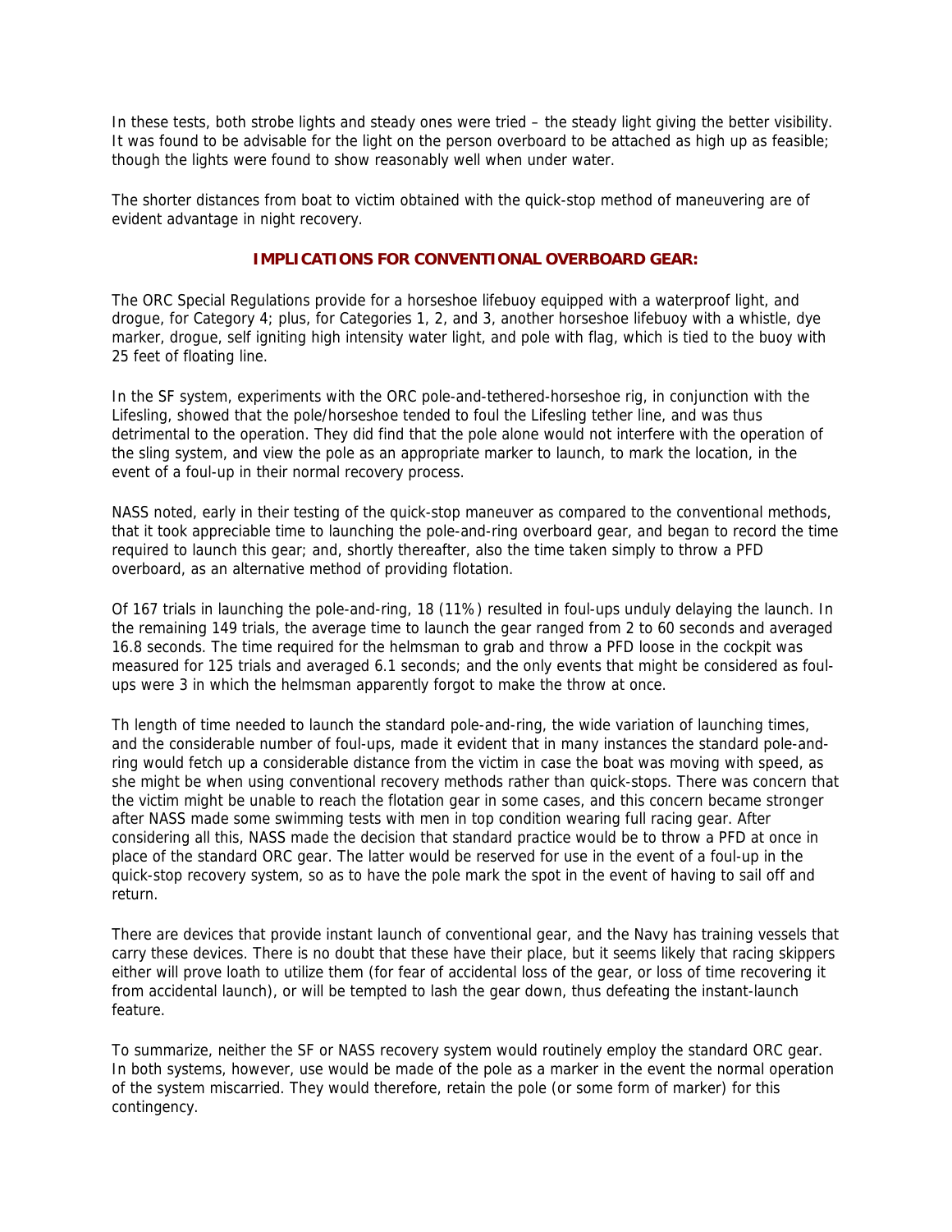In these tests, both strobe lights and steady ones were tried – the steady light giving the better visibility. It was found to be advisable for the light on the person overboard to be attached as high up as feasible; though the lights were found to show reasonably well when under water.

The shorter distances from boat to victim obtained with the quick-stop method of maneuvering are of evident advantage in night recovery.

## IMPLICATIONS FOR CONVENTIONAL OVERBOARD GEAR:

The ORC Special Regulations provide for a horseshoe lifebuoy equipped with a waterproof light, and drogue, for Category 4; plus, for Categories 1, 2, and 3, another horseshoe lifebuoy with a whistle, dye marker, drogue, self igniting high intensity water light, and pole with flag, which is tied to the buoy with 25 feet of floating line.

In the SF system, experiments with the ORC pole-and-tethered-horseshoe rig, in conjunction with the Lifesling, showed that the pole/horseshoe tended to foul the Lifesling tether line, and was thus detrimental to the operation. They did find that the pole alone would not interfere with the operation of the sling system, and view the pole as an appropriate marker to launch, to mark the location, in the event of a foul-up in their normal recovery process.

NASS noted, early in their testing of the quick-stop maneuver as compared to the conventional methods, that it took appreciable time to launching the pole-and-ring overboard gear, and began to record the time required to launch this gear; and, shortly thereafter, also the time taken simply to throw a PFD overboard, as an alternative method of providing flotation.

Of 167 trials in launching the pole-and-ring, 18 (11%) resulted in foul-ups unduly delaying the launch. In the remaining 149 trials, the average time to launch the gear ranged from 2 to 60 seconds and averaged 16.8 seconds. The time required for the helmsman to grab and throw a PFD loose in the cockpit was measured for 125 trials and averaged 6.1 seconds; and the only events that might be considered as foul-ups were 3 in which the helmsman apparently forgot to make the throw at once.

Th length of time needed to launch the standard pole-and-ring, the wide variation of launching times, and the considerable number of foul-ups, made it evident that in many instances the standard pole-and-ring would fetch up a considerable distance from the victim in case the boat was moving with speed, as she might be when using conventional recovery methods rather than quick-stops. There was concern that the victim might be unable to reach the flotation gear in some cases, and this concern became stronger after NASS made some swimming tests with men in top condition wearing full racing gear. After considering all this, NASS made the decision that standard practice would be to throw a PFD at once in place of the standard ORC gear. The latter would be reserved for use in the event of a foul-up in the quick-stop recovery system, so as to have the pole mark the spot in the event of having to sail off and return.

There are devices that provide instant launch of conventional gear, and the Navy has training vessels that carry these devices. There is no doubt that these have their place, but it seems likely that racing skippers either will prove loath to utilize them (for fear of accidental loss of the gear, or loss of time recovering it from accidental launch), or will be tempted to lash the gear down, thus defeating the instant-launch feature.

To summarize, neither the SF or NASS recovery system would routinely employ the standard ORC gear. In both systems, however, use would be made of the pole as a marker in the event the normal operation of the system miscarried. They would therefore, retain the pole (or some form of marker) for this contingency.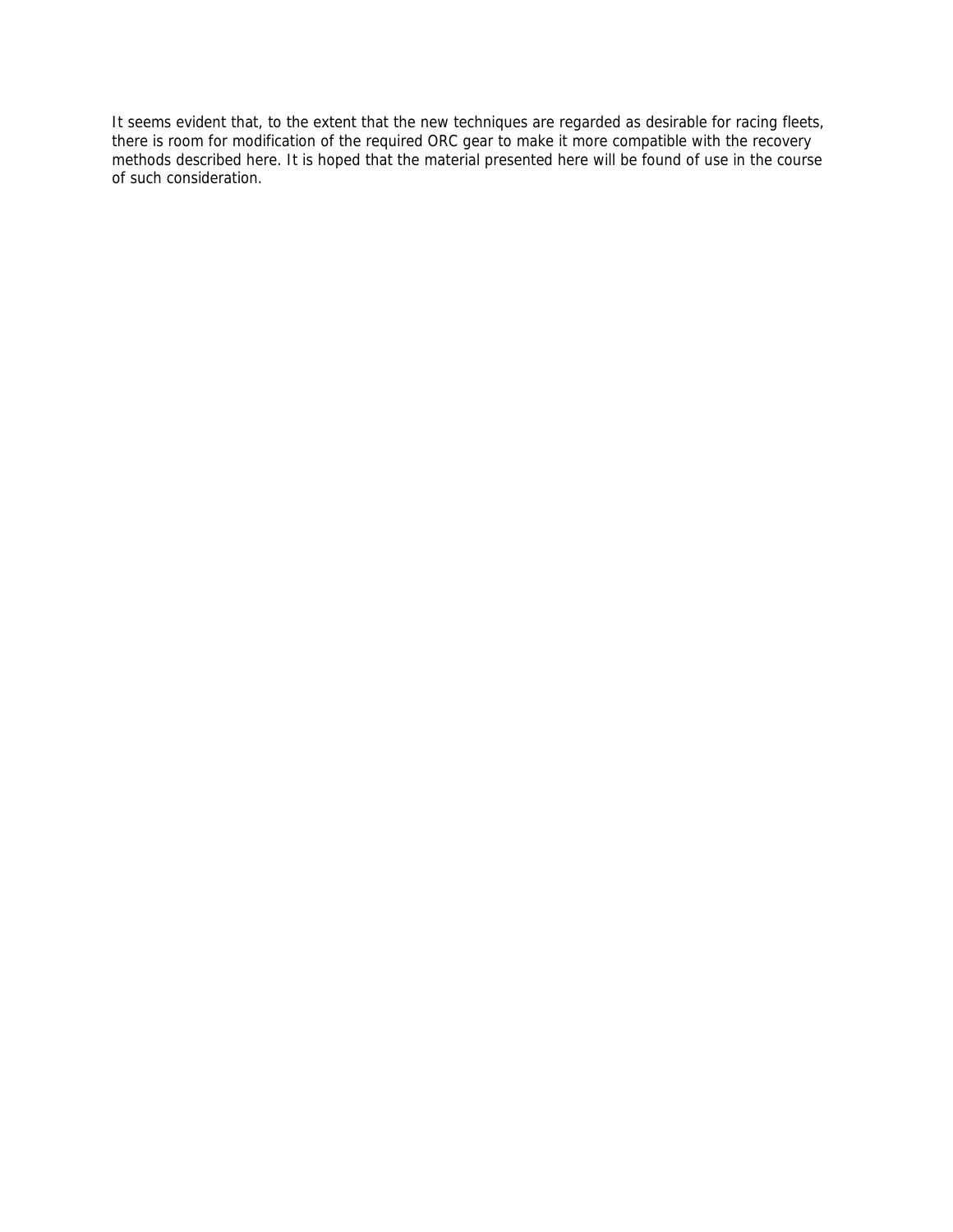It seems evident that, to the extent that the new techniques are regarded as desirable for racing fleets, there is room for modification of the required ORC gear to make it more compatible with the recovery methods described here. It is hoped that the material presented here will be found of use in the course of such consideration.